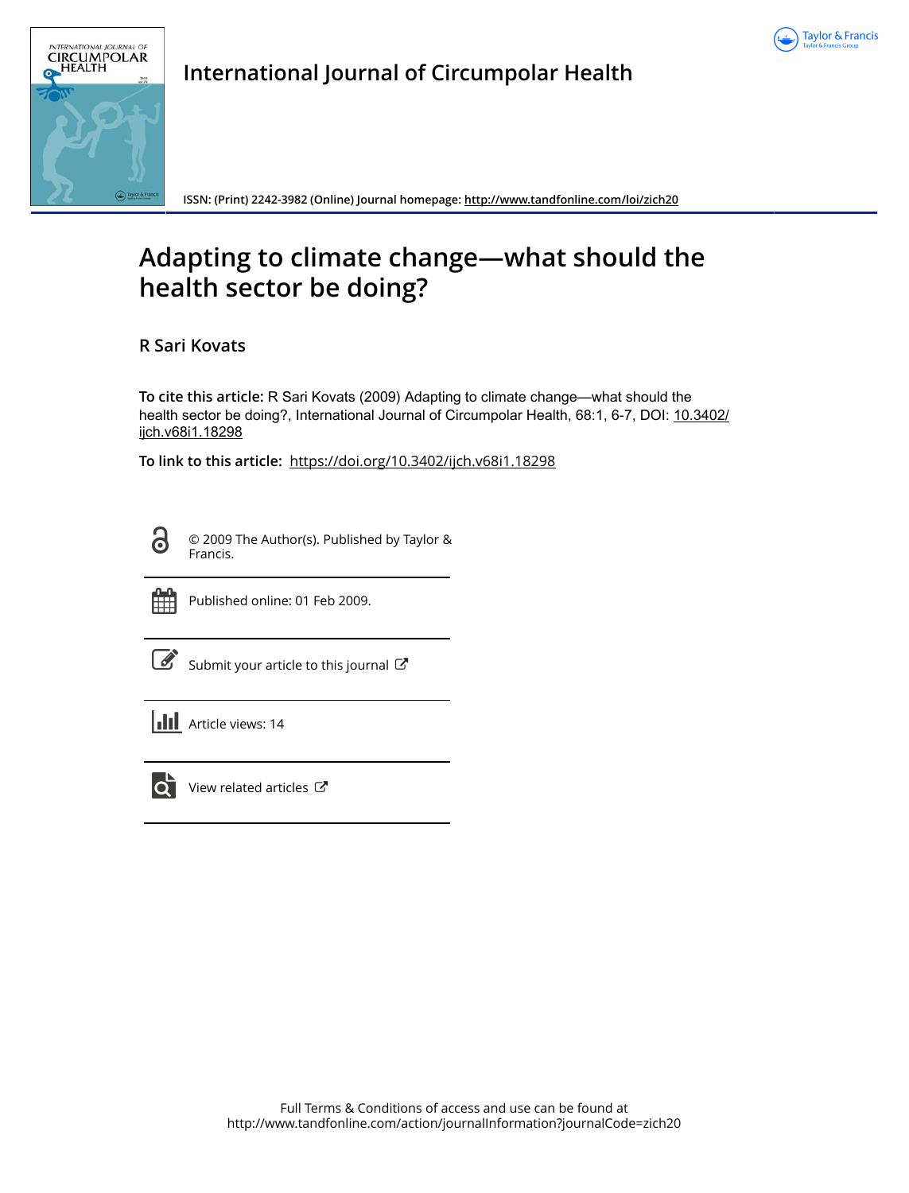# International Journal of Circumpolar Health

ISSN: (Print) 2242-3982 (Online) Journal homepage: http://www.tandfonline.com/loi/zich20

# Adapting to climate change—what should the health sector be doing?

R Sari Kovats

**To cite this article:** R Sari Kovats (2009) Adapting to climate change—what should the health sector be doing?, International Journal of Circumpolar Health, 68:1, 6-7, DOI: 10.3402/ijch.v68i1.18298

**To link to this article:** https://doi.org/10.3402/ijch.v68i1.18298

© 2009 The Author(s). Published by Taylor & Francis.

Published online: 01 Feb 2009.

Submit your article to this journal

Article views: 14

View related articles

Full Terms & Conditions of access and use can be found at http://www.tandfonline.com/action/journalInformation?journalCode=zich20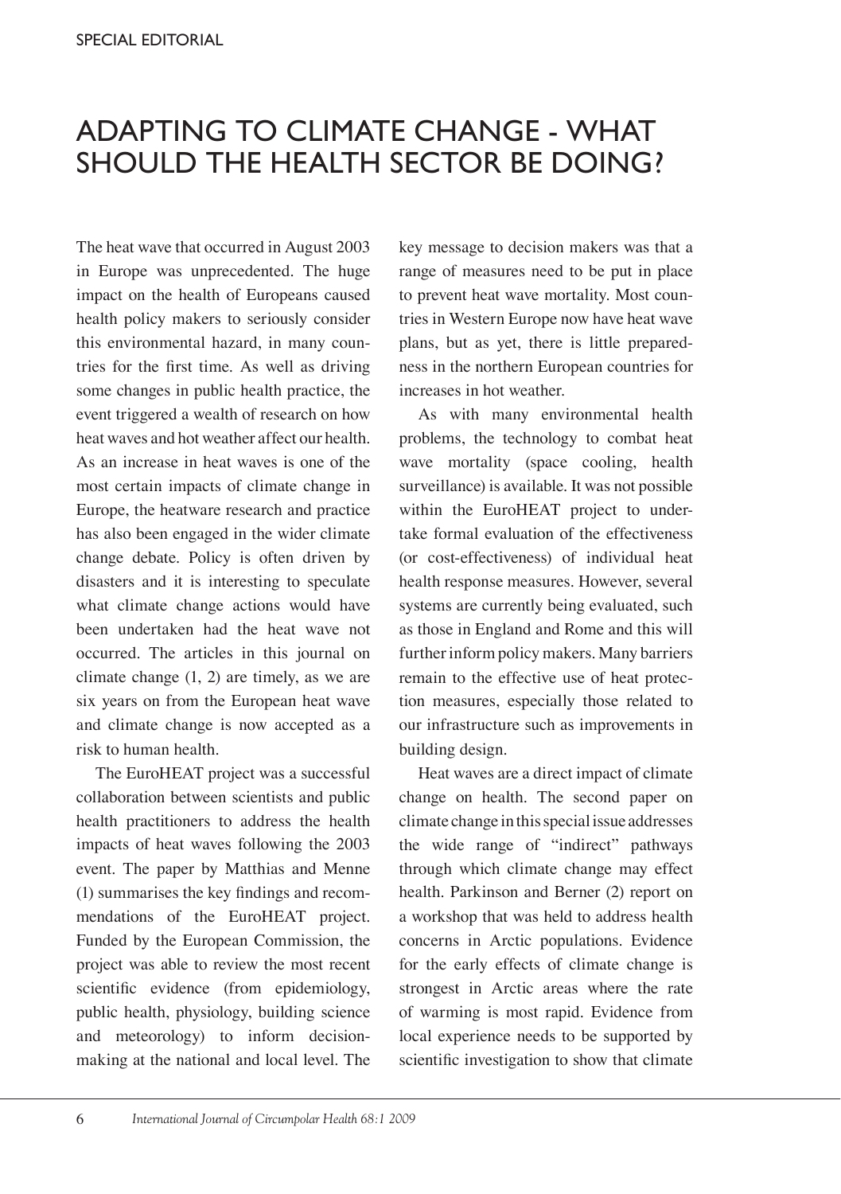SPECIAL EDITORIAL

# ADAPTING TO CLIMATE CHANGE - WHAT SHOULD THE HEALTH SECTOR BE DOING?

The heat wave that occurred in August 2003 in Europe was unprecedented. The huge impact on the health of Europeans caused health policy makers to seriously consider this environmental hazard, in many countries for the first time. As well as driving some changes in public health practice, the event triggered a wealth of research on how heat waves and hot weather affect our health. As an increase in heat waves is one of the most certain impacts of climate change in Europe, the heatware research and practice has also been engaged in the wider climate change debate. Policy is often driven by disasters and it is interesting to speculate what climate change actions would have been undertaken had the heat wave not occurred. The articles in this journal on climate change (1, 2) are timely, as we are six years on from the European heat wave and climate change is now accepted as a risk to human health.

The EuroHEAT project was a successful collaboration between scientists and public health practitioners to address the health impacts of heat waves following the 2003 event. The paper by Matthias and Menne (1) summarises the key findings and recommendations of the EuroHEAT project. Funded by the European Commission, the project was able to review the most recent scientific evidence (from epidemiology, public health, physiology, building science and meteorology) to inform decision-making at the national and local level. The key message to decision makers was that a range of measures need to be put in place to prevent heat wave mortality. Most countries in Western Europe now have heat wave plans, but as yet, there is little preparedness in the northern European countries for increases in hot weather.

As with many environmental health problems, the technology to combat heat wave mortality (space cooling, health surveillance) is available. It was not possible within the EuroHEAT project to undertake formal evaluation of the effectiveness (or cost-effectiveness) of individual heat health response measures. However, several systems are currently being evaluated, such as those in England and Rome and this will further inform policy makers. Many barriers remain to the effective use of heat protection measures, especially those related to our infrastructure such as improvements in building design.

Heat waves are a direct impact of climate change on health. The second paper on climate change in this special issue addresses the wide range of "indirect" pathways through which climate change may effect health. Parkinson and Berner (2) report on a workshop that was held to address health concerns in Arctic populations. Evidence for the early effects of climate change is strongest in Arctic areas where the rate of warming is most rapid. Evidence from local experience needs to be supported by scientific investigation to show that climate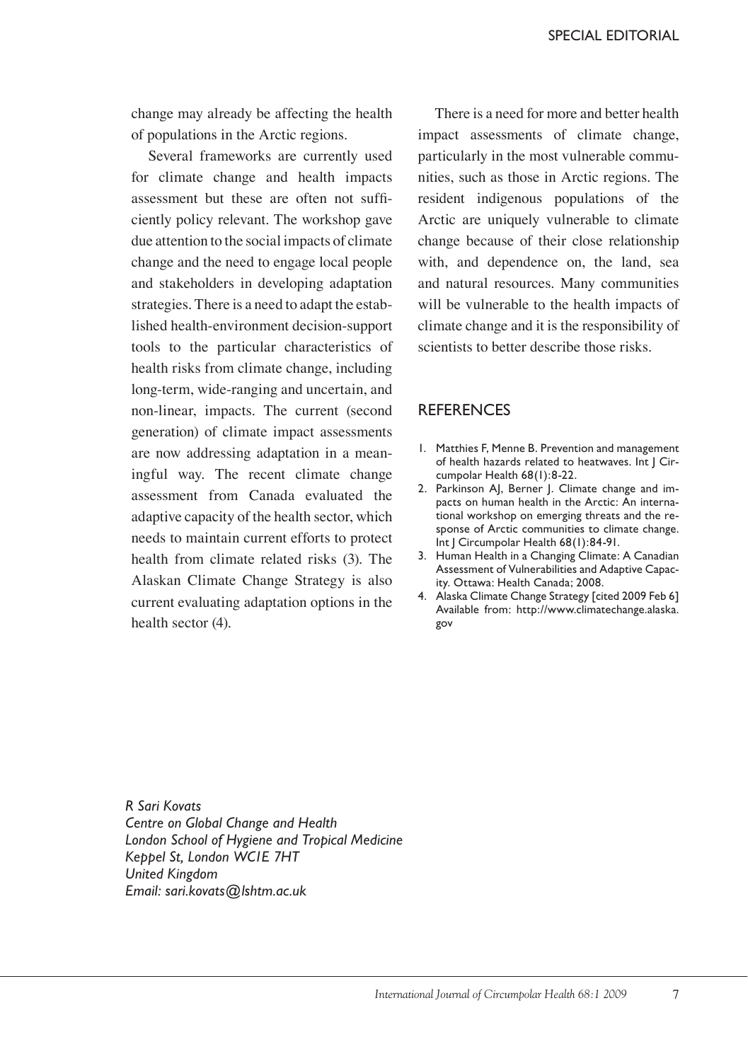change may already be affecting the health of populations in the Arctic regions.

Several frameworks are currently used for climate change and health impacts assessment but these are often not sufficiently policy relevant. The workshop gave due attention to the social impacts of climate change and the need to engage local people and stakeholders in developing adaptation strategies. There is a need to adapt the established health-environment decision-support tools to the particular characteristics of health risks from climate change, including long-term, wide-ranging and uncertain, and non-linear, impacts. The current (second generation) of climate impact assessments are now addressing adaptation in a meaningful way. The recent climate change assessment from Canada evaluated the adaptive capacity of the health sector, which needs to maintain current efforts to protect health from climate related risks (3). The Alaskan Climate Change Strategy is also current evaluating adaptation options in the health sector (4).

There is a need for more and better health impact assessments of climate change, particularly in the most vulnerable communities, such as those in Arctic regions. The resident indigenous populations of the Arctic are uniquely vulnerable to climate change because of their close relationship with, and dependence on, the land, sea and natural resources. Many communities will be vulnerable to the health impacts of climate change and it is the responsibility of scientists to better describe those risks.

## REFERENCES

1. Matthies F, Menne B. Prevention and management of health hazards related to heatwaves. Int J Circumpolar Health 68(1):8-22.
2. Parkinson AJ, Berner J. Climate change and impacts on human health in the Arctic: An international workshop on emerging threats and the response of Arctic communities to climate change. Int J Circumpolar Health 68(1):84-91.
3. Human Health in a Changing Climate: A Canadian Assessment of Vulnerabilities and Adaptive Capacity. Ottawa: Health Canada; 2008.
4. Alaska Climate Change Strategy [cited 2009 Feb 6] Available from: http://www.climatechange.alaska.gov

*R Sari Kovats*
*Centre on Global Change and Health*
*London School of Hygiene and Tropical Medicine*
*Keppel St, London WC1E 7HT*
*United Kingdom*
*Email: sari.kovats@lshtm.ac.uk*